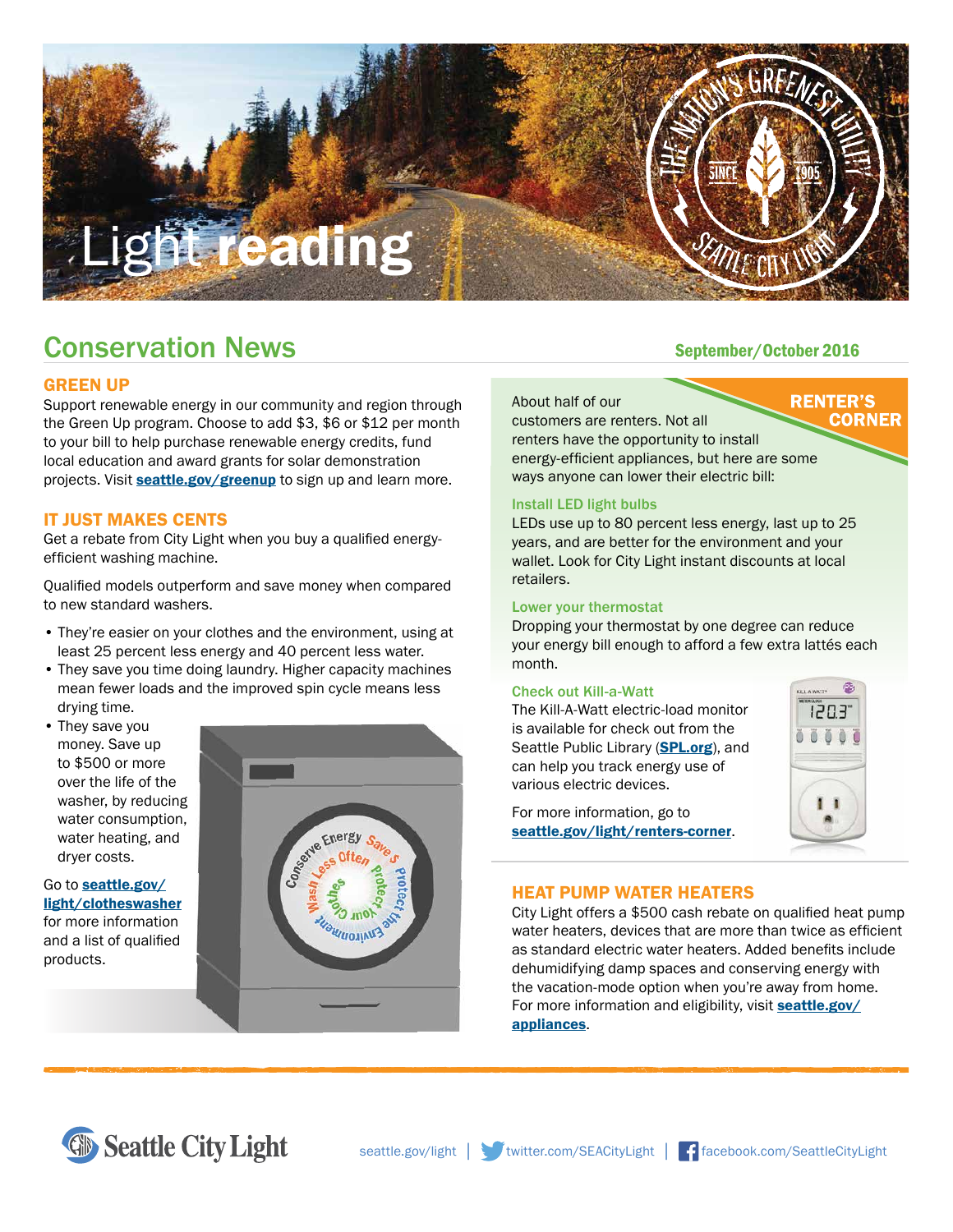# Light reading

## Conservation News

September/October 2016

### GREEN UP

Support renewable energy in our community and region through the Green Up program. Choose to add $3, $6 or $12 per month to your bill to help purchase renewable energy credits, fund local education and award grants for solar demonstration projects. Visit **seattle.gov/greenup** to sign up and learn more.

### IT JUST MAKES CENTS

Get a rebate from City Light when you buy a qualified energy-efficient washing machine.

Qualified models outperform and save money when compared to new standard washers.

- They're easier on your clothes and the environment, using at least 25 percent less energy and 40 percent less water.
- They save you time doing laundry. Higher capacity machines mean fewer loads and the improved spin cycle means less drying time.
- They save you money. Save up to $500 or more over the life of the washer, by reducing water consumption, water heating, and dryer costs.

Go to **seattle.gov/light/clotheswasher** for more information and a list of qualified products.

### RENTER'S CORNER

About half of our customers are renters. Not all renters have the opportunity to install energy-efficient appliances, but here are some ways anyone can lower their electric bill:

#### Install LED light bulbs

LEDs use up to 80 percent less energy, last up to 25 years, and are better for the environment and your wallet. Look for City Light instant discounts at local retailers.

#### Lower your thermostat

Dropping your thermostat by one degree can reduce your energy bill enough to afford a few extra lattés each month.

#### Check out Kill-a-Watt

The Kill-A-Watt electric-load monitor is available for check out from the Seattle Public Library (**SPL.org**), and can help you track energy use of various electric devices.

For more information, go to **seattle.gov/light/renters-corner**.

### HEAT PUMP WATER HEATERS

City Light offers a $500 cash rebate on qualified heat pump water heaters, devices that are more than twice as efficient as standard electric water heaters. Added benefits include dehumidifying damp spaces and conserving energy with the vacation-mode option when you're away from home. For more information and eligibility, visit **seattle.gov/appliances**.

Seattle City Light

seattle.gov/light | twitter.com/SEACityLight | facebook.com/SeattleCityLight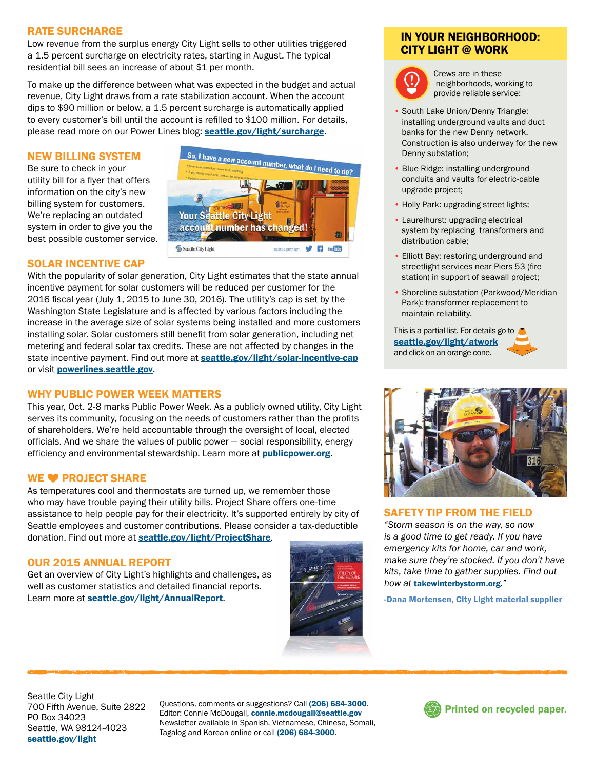## RATE SURCHARGE

Low revenue from the surplus energy City Light sells to other utilities triggered a 1.5 percent surcharge on electricity rates, starting in August. The typical residential bill sees an increase of about $1 per month.

To make up the difference between what was expected in the budget and actual revenue, City Light draws from a rate stabilization account. When the account dips to $90 million or below, a 1.5 percent surcharge is automatically applied to every customer's bill until the account is refilled to $100 million. For details, please read more on our Power Lines blog: **seattle.gov/light/surcharge**.

## NEW BILLING SYSTEM

Be sure to check in your utility bill for a flyer that offers information on the city's new billing system for customers. We're replacing an outdated system in order to give you the best possible customer service.

## SOLAR INCENTIVE CAP

With the popularity of solar generation, City Light estimates that the state annual incentive payment for solar customers will be reduced per customer for the 2016 fiscal year (July 1, 2015 to June 30, 2016). The utility's cap is set by the Washington State Legislature and is affected by various factors including the increase in the average size of solar systems being installed and more customers installing solar. Solar customers still benefit from solar generation, including net metering and federal solar tax credits. These are not affected by changes in the state incentive payment. Find out more at **seattle.gov/light/solar-incentive-cap** or visit **powerlines.seattle.gov**.

## WHY PUBLIC POWER WEEK MATTERS

This year, Oct. 2-8 marks Public Power Week. As a publicly owned utility, City Light serves its community, focusing on the needs of customers rather than the profits of shareholders. We're held accountable through the oversight of local, elected officials. And we share the values of public power — social responsibility, energy efficiency and environmental stewardship. Learn more at **publicpower.org**.

## WE ❤ PROJECT SHARE

As temperatures cool and thermostats are turned up, we remember those who may have trouble paying their utility bills. Project Share offers one-time assistance to help people pay for their electricity. It's supported entirely by city of Seattle employees and customer contributions. Please consider a tax-deductible donation. Find out more at **seattle.gov/light/ProjectShare**.

## OUR 2015 ANNUAL REPORT

Get an overview of City Light's highlights and challenges, as well as customer statistics and detailed financial reports. Learn more at **seattle.gov/light/AnnualReport**.

## IN YOUR NEIGHBORHOOD: CITY LIGHT @ WORK

Crews are in these neighborhoods, working to provide reliable service:

- South Lake Union/Denny Triangle: installing underground vaults and duct banks for the new Denny network. Construction is also underway for the new Denny substation;
- Blue Ridge: installing underground conduits and vaults for electric-cable upgrade project;
- Holly Park: upgrading street lights;
- Laurelhurst: upgrading electrical system by replacing transformers and distribution cable;
- Elliott Bay: restoring underground and streetlight services near Piers 53 (fire station) in support of seawall project;
- Shoreline substation (Parkwood/Meridian Park): transformer replacement to maintain reliability.

This is a partial list. For details go to **seattle.gov/light/atwork** and click on an orange cone.

## SAFETY TIP FROM THE FIELD

*"Storm season is on the way, so now is a good time to get ready. If you have emergency kits for home, car and work, make sure they're stocked. If you don't have kits, take time to gather supplies. Find out how at **takewinterbystorm.org**."*

**-Dana Mortensen, City Light material supplier**

---

Seattle City Light
700 Fifth Avenue, Suite 2822
PO Box 34023
Seattle, WA 98124-4023
**seattle.gov/light**

Questions, comments or suggestions? Call **(206) 684-3000**.
Editor: Connie McDougall, **connie.mcdougall@seattle.gov**
Newsletter available in Spanish, Vietnamese, Chinese, Somali, Tagalog and Korean online or call **(206) 684-3000**.

**Printed on recycled paper.**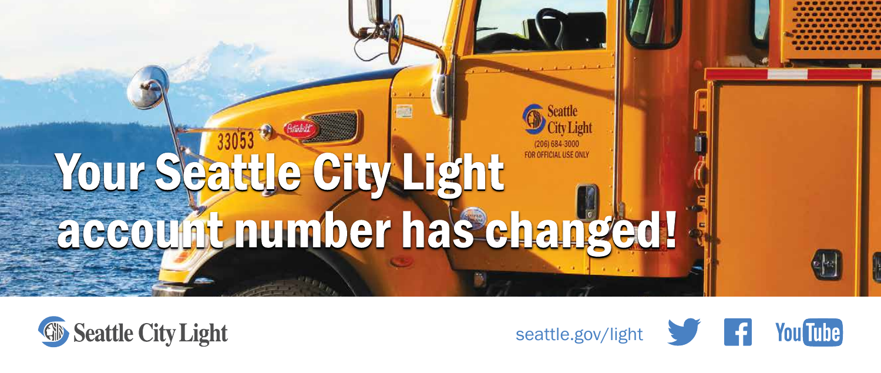# Your Seattle City Light account number has changed!

Seattle City Light

seattle.gov/light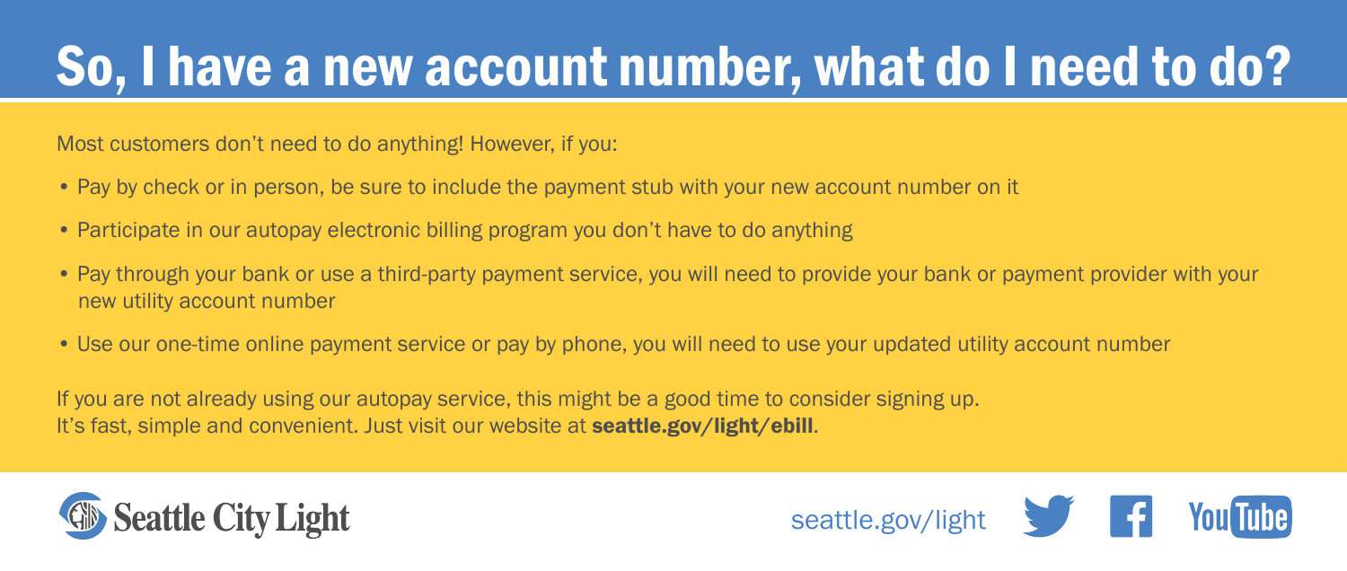# So, I have a new account number, what do I need to do?

Most customers don't need to do anything! However, if you:

- Pay by check or in person, be sure to include the payment stub with your new account number on it
- Participate in our autopay electronic billing program you don't have to do anything
- Pay through your bank or use a third-party payment service, you will need to provide your bank or payment provider with your new utility account number
- Use our one-time online payment service or pay by phone, you will need to use your updated utility account number

If you are not already using our autopay service, this might be a good time to consider signing up. It's fast, simple and convenient. Just visit our website at **seattle.gov/light/ebill**.

Seattle City Light

seattle.gov/light